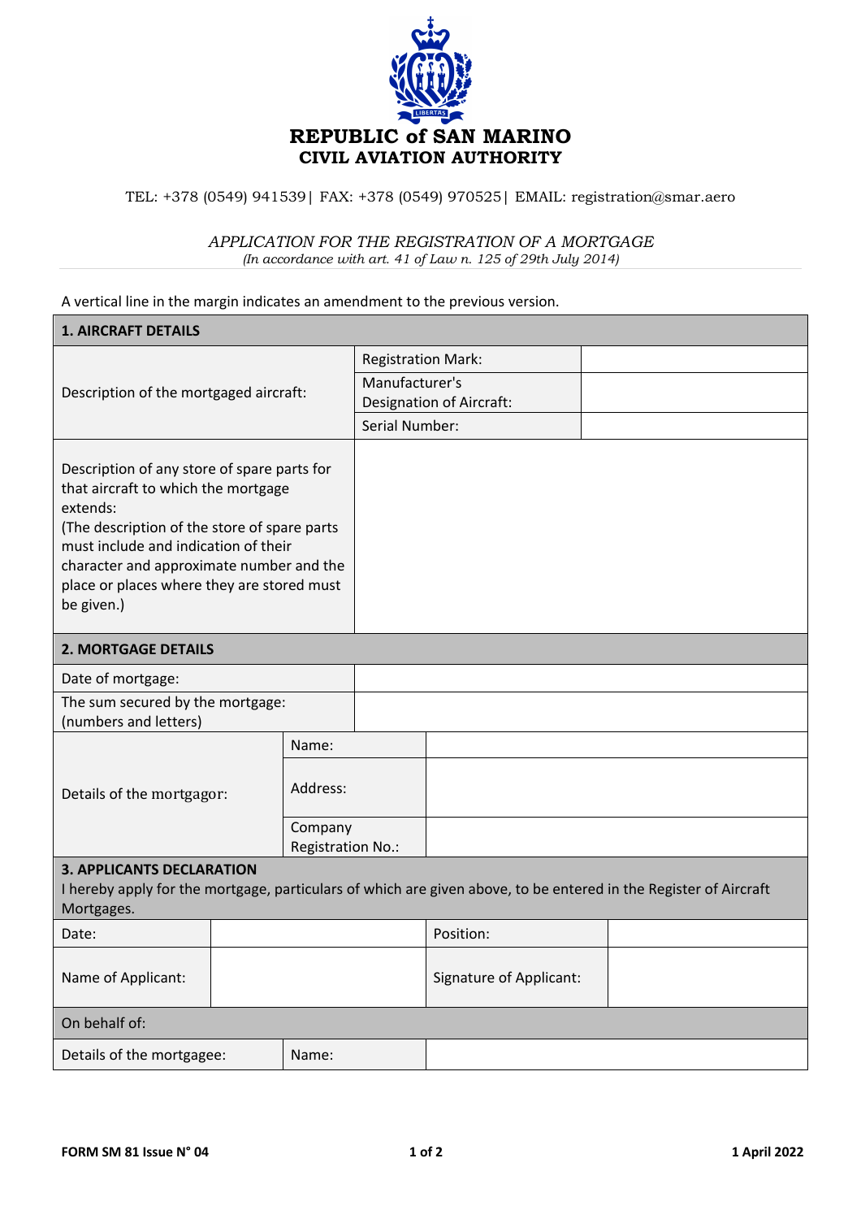# REPUBLIC of SAN MARINO
## CIVIL AVIATION AUTHORITY

TEL: +378 (0549) 941539| FAX: +378 (0549) 970525| EMAIL: registration@smar.aero

*APPLICATION FOR THE REGISTRATION OF A MORTGAGE*
*(In accordance with art. 41 of Law n. 125 of 29th July 2014)*

A vertical line in the margin indicates an amendment to the previous version.

| **1. AIRCRAFT DETAILS** | | |
|---|---|---|
| Description of the mortgaged aircraft: | Registration Mark: | |
| | Manufacturer's Designation of Aircraft: | |
| | Serial Number: | |
| Description of any store of spare parts for that aircraft to which the mortgage extends: (The description of the store of spare parts must include and indication of their character and approximate number and the place or places where they are stored must be given.) | | |

| **2. MORTGAGE DETAILS** | | |
|---|---|---|
| Date of mortgage: | | |
| The sum secured by the mortgage: (numbers and letters) | | |
| Details of the mortgagor: | Name: | |
| | Address: | |
| | Company Registration No.: | |

| **3. APPLICANTS DECLARATION** I hereby apply for the mortgage, particulars of which are given above, to be entered in the Register of Aircraft Mortgages. | | | |
|---|---|---|---|
| Date: | | Position: | |
| Name of Applicant: | | Signature of Applicant: | |
| On behalf of: | | | |
| Details of the mortgagee: | Name: | | |

FORM SM 81 Issue N° 04 — 1 April 2022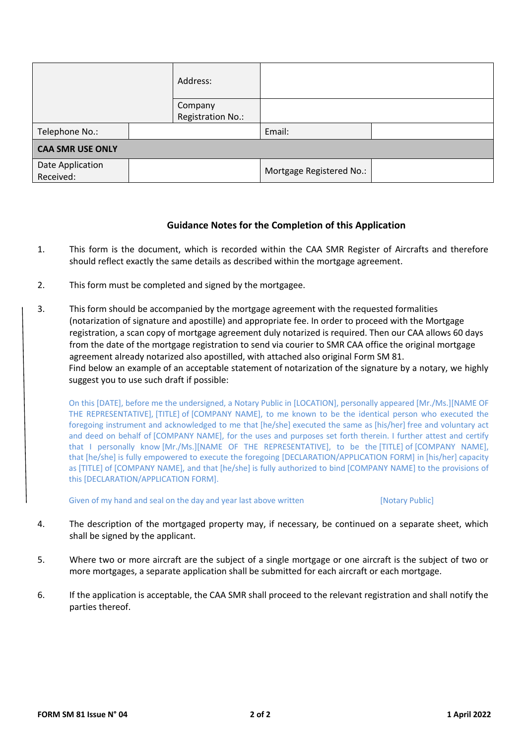| | | |
|---|---|---|
| | Address: | |
| | Company Registration No.: | |

| | | | |
|---|---|---|---|
| Telephone No.: | | Email: | |
| **CAA SMR USE ONLY** | | | |
| Date Application Received: | | Mortgage Registered No.: | |

## Guidance Notes for the Completion of this Application

1. This form is the document, which is recorded within the CAA SMR Register of Aircrafts and therefore should reflect exactly the same details as described within the mortgage agreement.

2. This form must be completed and signed by the mortgagee.

3. This form should be accompanied by the mortgage agreement with the requested formalities (notarization of signature and apostille) and appropriate fee. In order to proceed with the Mortgage registration, a scan copy of mortgage agreement duly notarized is required. Then our CAA allows 60 days from the date of the mortgage registration to send via courier to SMR CAA office the original mortgage agreement already notarized also apostilled, with attached also original Form SM 81.
   Find below an example of an acceptable statement of notarization of the signature by a notary, we highly suggest you to use such draft if possible:

   On this [DATE], before me the undersigned, a Notary Public in [LOCATION], personally appeared [Mr./Ms.][NAME OF THE REPRESENTATIVE], [TITLE] of [COMPANY NAME], to me known to be the identical person who executed the foregoing instrument and acknowledged to me that [he/she] executed the same as [his/her] free and voluntary act and deed on behalf of [COMPANY NAME], for the uses and purposes set forth therein. I further attest and certify that I personally know [Mr./Ms.][NAME OF THE REPRESENTATIVE], to be the [TITLE] of [COMPANY NAME], that [he/she] is fully empowered to execute the foregoing [DECLARATION/APPLICATION FORM] in [his/her] capacity as [TITLE] of [COMPANY NAME], and that [he/she] is fully authorized to bind [COMPANY NAME] to the provisions of this [DECLARATION/APPLICATION FORM].

   Given of my hand and seal on the day and year last above written [Notary Public]

4. The description of the mortgaged property may, if necessary, be continued on a separate sheet, which shall be signed by the applicant.

5. Where two or more aircraft are the subject of a single mortgage or one aircraft is the subject of two or more mortgages, a separate application shall be submitted for each aircraft or each mortgage.

6. If the application is acceptable, the CAA SMR shall proceed to the relevant registration and shall notify the parties thereof.

FORM SM 81 Issue N° 04 — 1 April 2022